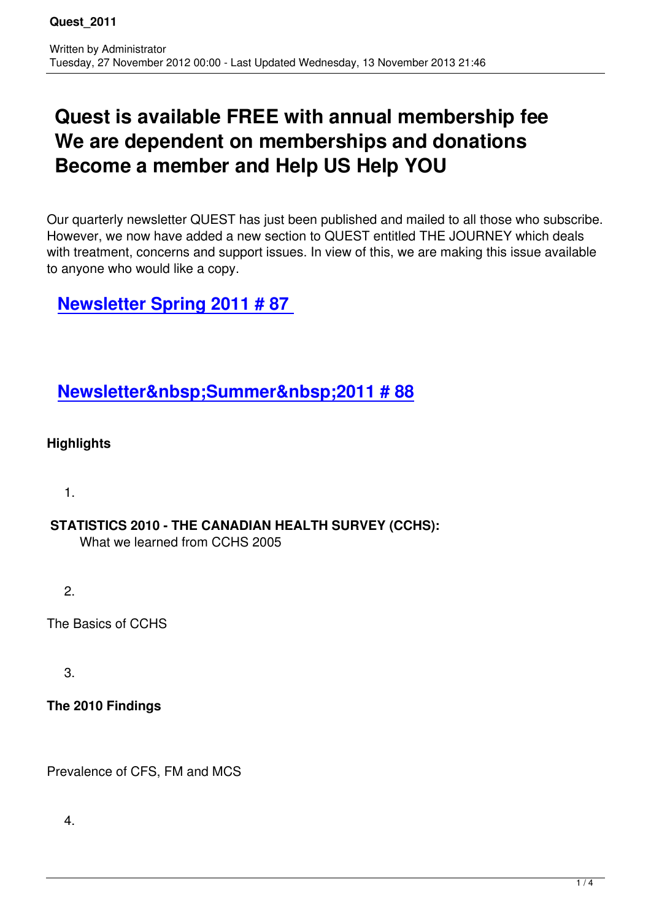# Quest is available FREE with annual membership fee We are dependent on memberships and donations Become a member and Help US Help YOU

Our quarterly newsletter QUEST has just been published and mailed to all those who subscribe. However, we now have added a new section to QUEST entitled THE JOURNEY which deals with treatment, concerns and support issues. In view of this, we are making this issue available to anyone who would like a copy.

## Newsletter Spring 2011 # 87

## Newsletter&nbsp;Summer&nbsp;2011 # 88

**Highlights**

1.

**STATISTICS 2010 - THE CANADIAN HEALTH SURVEY (CCHS):**
What we learned from CCHS 2005

2.

The Basics of CCHS

3.

**The 2010 Findings**

Prevalence of CFS, FM and MCS

4.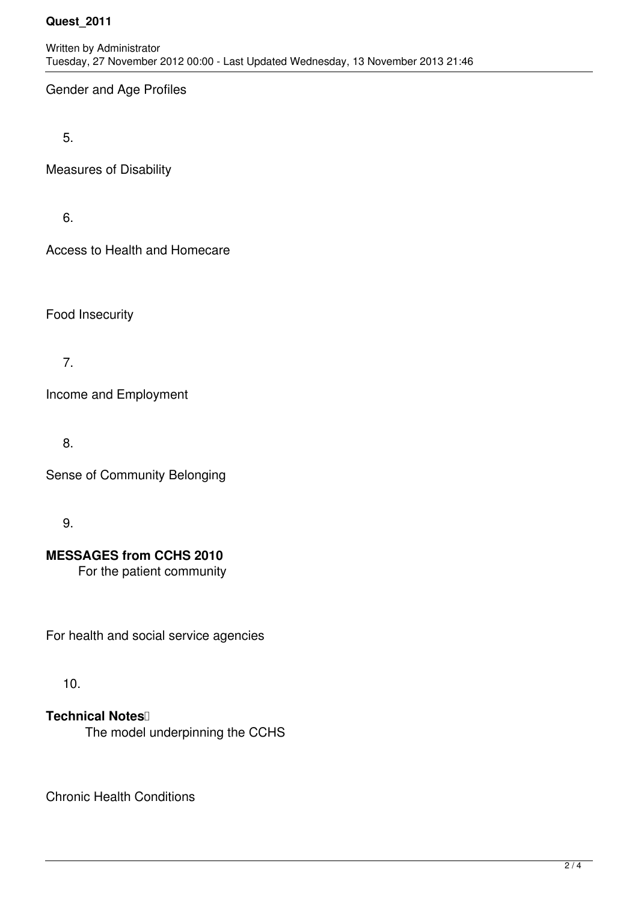Gender and Age Profiles

5.

Measures of Disability

6.

Access to Health and Homecare

Food Insecurity

7.

Income and Employment

8.

Sense of Community Belonging

9.

**MESSAGES from CCHS 2010**

For the patient community

For health and social service agencies

10.

**Technical Notes**

The model underpinning the CCHS

Chronic Health Conditions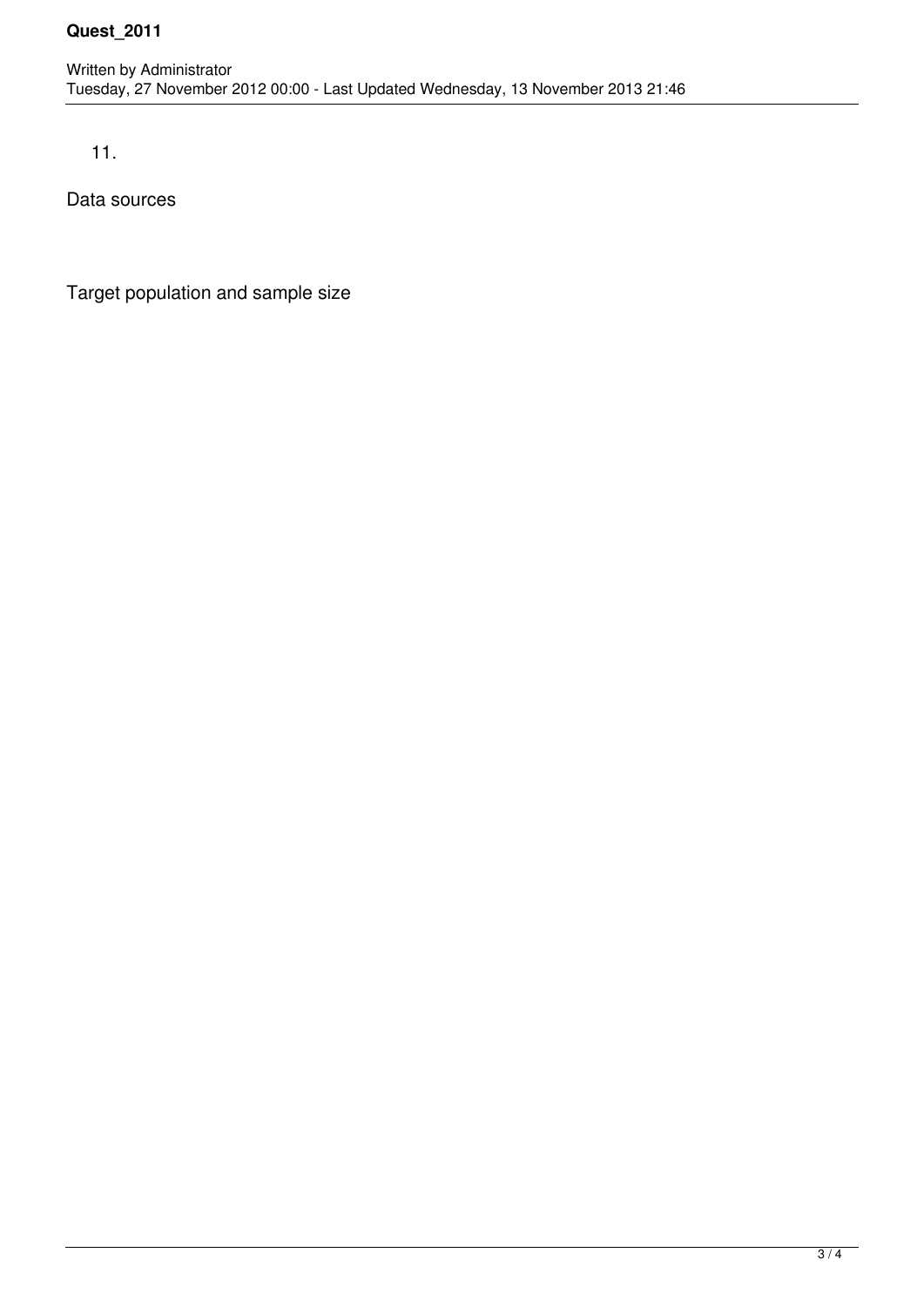11.

Data sources

Target population and sample size